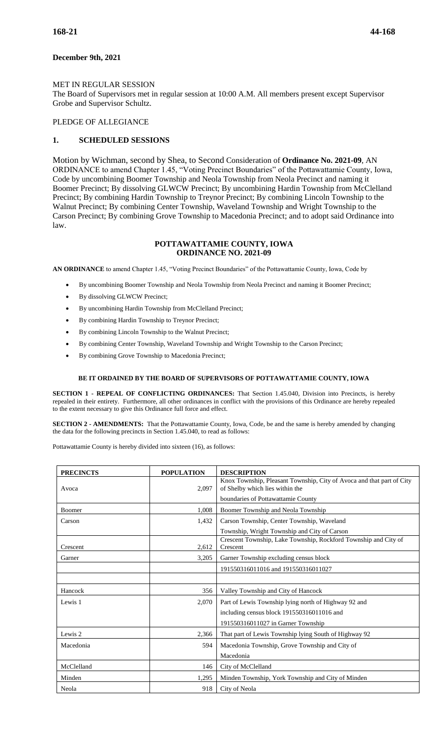**December 9th, 2021**

MET IN REGULAR SESSION

The Board of Supervisors met in regular session at 10:00 A.M. All members present except Supervisor Grobe and Supervisor Schultz.

PLEDGE OF ALLEGIANCE

## 1. SCHEDULED SESSIONS

Motion by Wichman, second by Shea, to Second Consideration of **Ordinance No. 2021-09**, AN ORDINANCE to amend Chapter 1.45, "Voting Precinct Boundaries" of the Pottawattamie County, Iowa, Code by uncombining Boomer Township and Neola Township from Neola Precinct and naming it Boomer Precinct; By dissolving GLWCW Precinct; By uncombining Hardin Township from McClelland Precinct; By combining Hardin Township to Treynor Precinct; By combining Lincoln Township to the Walnut Precinct; By combining Center Township, Waveland Township and Wright Township to the Carson Precinct; By combining Grove Township to Macedonia Precinct; and to adopt said Ordinance into law.

### POTTAWATTAMIE COUNTY, IOWA
### ORDINANCE NO. 2021-09

**AN ORDINANCE** to amend Chapter 1.45, "Voting Precinct Boundaries" of the Pottawattamie County, Iowa, Code by

- By uncombining Boomer Township and Neola Township from Neola Precinct and naming it Boomer Precinct;
- By dissolving GLWCW Precinct;
- By uncombining Hardin Township from McClelland Precinct;
- By combining Hardin Township to Treynor Precinct;
- By combining Lincoln Township to the Walnut Precinct;
- By combining Center Township, Waveland Township and Wright Township to the Carson Precinct;
- By combining Grove Township to Macedonia Precinct;

**BE IT ORDAINED BY THE BOARD OF SUPERVISORS OF POTTAWATTAMIE COUNTY, IOWA**

**SECTION 1 - REPEAL OF CONFLICTING ORDINANCES:** That Section 1.45.040, Division into Precincts, is hereby repealed in their entirety. Furthermore, all other ordinances in conflict with the provisions of this Ordinance are hereby repealed to the extent necessary to give this Ordinance full force and effect.

**SECTION 2 - AMENDMENTS:** That the Pottawattamie County, Iowa, Code, be and the same is hereby amended by changing the data for the following precincts in Section 1.45.040, to read as follows:

Pottawattamie County is hereby divided into sixteen (16), as follows:

| PRECINCTS | POPULATION | DESCRIPTION |
|---|---|---|
| Avoca | 2,097 | Knox Township, Pleasant Township, City of Avoca and that part of City of Shelby which lies within the boundaries of Pottawattamie County |
| Boomer | 1,008 | Boomer Township and Neola Township |
| Carson | 1,432 | Carson Township, Center Township, Waveland Township, Wright Township and City of Carson |
| Crescent | 2,612 | Crescent Township, Lake Township, Rockford Township and City of Crescent |
| Garner | 3,205 | Garner Township excluding census block 191550316011016 and 191550316011027 |
| | | |
| Hancock | 356 | Valley Township and City of Hancock |
| Lewis 1 | 2,070 | Part of Lewis Township lying north of Highway 92 and including census block 191550316011016 and 191550316011027 in Garner Township |
| Lewis 2 | 2,366 | That part of Lewis Township lying South of Highway 92 |
| Macedonia | 594 | Macedonia Township, Grove Township and City of Macedonia |
| McClelland | 146 | City of McClelland |
| Minden | 1,295 | Minden Township, York Township and City of Minden |
| Neola | 918 | City of Neola |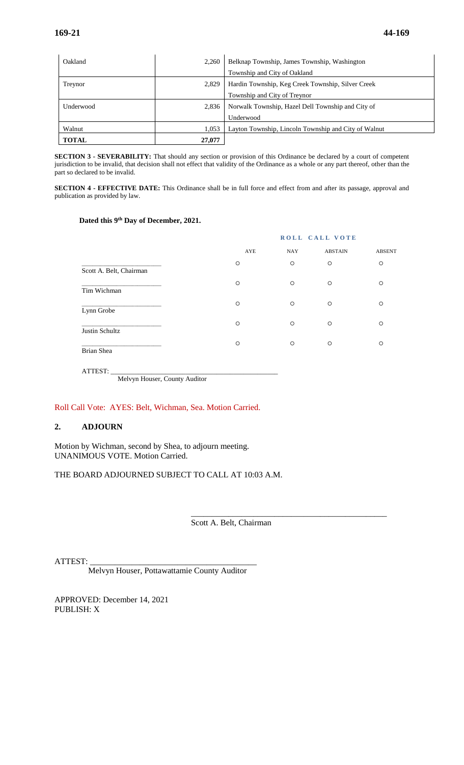| | | |
|---|---|---|
| Oakland | 2,260 | Belknap Township, James Township, Washington Township and City of Oakland |
| Treynor | 2,829 | Hardin Township, Keg Creek Township, Silver Creek Township and City of Treynor |
| Underwood | 2,836 | Norwalk Township, Hazel Dell Township and City of Underwood |
| Walnut | 1,053 | Layton Township, Lincoln Township and City of Walnut |
| **TOTAL** | **27,077** | |

**SECTION 3 - SEVERABILITY:** That should any section or provision of this Ordinance be declared by a court of competent jurisdiction to be invalid, that decision shall not effect that validity of the Ordinance as a whole or any part thereof, other than the part so declared to be invalid.

**SECTION 4 - EFFECTIVE DATE:** This Ordinance shall be in full force and effect from and after its passage, approval and publication as provided by law.

**Dated this 9th Day of December, 2021.**

**ROLL CALL VOTE**

| | AYE | NAY | ABSTAIN | ABSENT |
|---|---|---|---|---|
| _______________________ Scott A. Belt, Chairman | ○ | ○ | ○ | ○ |
| _______________________ Tim Wichman | ○ | ○ | ○ | ○ |
| _______________________ Lynn Grobe | ○ | ○ | ○ | ○ |
| _______________________ Justin Schultz | ○ | ○ | ○ | ○ |
| _______________________ Brian Shea | ○ | ○ | ○ | ○ |

ATTEST: _______________________________________________
Melvyn Houser, County Auditor

Roll Call Vote: AYES: Belt, Wichman, Sea. Motion Carried.

## 2. ADJOURN

Motion by Wichman, second by Shea, to adjourn meeting.
UNANIMOUS VOTE. Motion Carried.

THE BOARD ADJOURNED SUBJECT TO CALL AT 10:03 A.M.

_______________________________________________
Scott A. Belt, Chairman

ATTEST: _______________________________________
Melvyn Houser, Pottawattamie County Auditor

APPROVED: December 14, 2021
PUBLISH: X